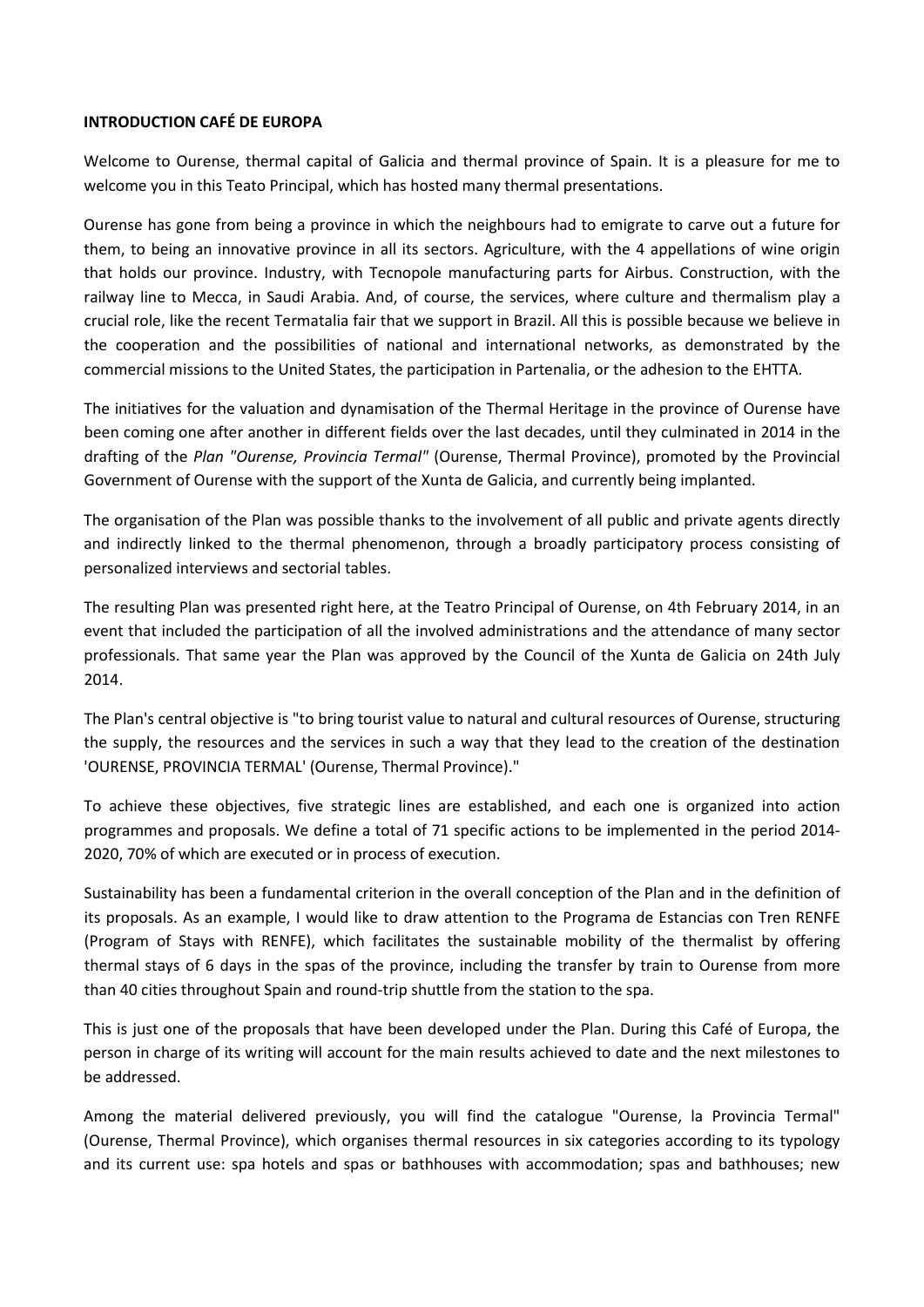**INTRODUCTION CAFÉ DE EUROPA**

Welcome to Ourense, thermal capital of Galicia and thermal province of Spain. It is a pleasure for me to welcome you in this Teato Principal, which has hosted many thermal presentations.

Ourense has gone from being a province in which the neighbours had to emigrate to carve out a future for them, to being an innovative province in all its sectors. Agriculture, with the 4 appellations of wine origin that holds our province. Industry, with Tecnopole manufacturing parts for Airbus. Construction, with the railway line to Mecca, in Saudi Arabia. And, of course, the services, where culture and thermalism play a crucial role, like the recent Termatalia fair that we support in Brazil. All this is possible because we believe in the cooperation and the possibilities of national and international networks, as demonstrated by the commercial missions to the United States, the participation in Partenalia, or the adhesion to the EHTTA.

The initiatives for the valuation and dynamisation of the Thermal Heritage in the province of Ourense have been coming one after another in different fields over the last decades, until they culminated in 2014 in the drafting of the *Plan "Ourense, Provincia Termal"* (Ourense, Thermal Province), promoted by the Provincial Government of Ourense with the support of the Xunta de Galicia, and currently being implanted.

The organisation of the Plan was possible thanks to the involvement of all public and private agents directly and indirectly linked to the thermal phenomenon, through a broadly participatory process consisting of personalized interviews and sectorial tables.

The resulting Plan was presented right here, at the Teatro Principal of Ourense, on 4th February 2014, in an event that included the participation of all the involved administrations and the attendance of many sector professionals. That same year the Plan was approved by the Council of the Xunta de Galicia on 24th July 2014.

The Plan's central objective is "to bring tourist value to natural and cultural resources of Ourense, structuring the supply, the resources and the services in such a way that they lead to the creation of the destination 'OURENSE, PROVINCIA TERMAL' (Ourense, Thermal Province)."

To achieve these objectives, five strategic lines are established, and each one is organized into action programmes and proposals. We define a total of 71 specific actions to be implemented in the period 2014-2020, 70% of which are executed or in process of execution.

Sustainability has been a fundamental criterion in the overall conception of the Plan and in the definition of its proposals. As an example, I would like to draw attention to the Programa de Estancias con Tren RENFE (Program of Stays with RENFE), which facilitates the sustainable mobility of the thermalist by offering thermal stays of 6 days in the spas of the province, including the transfer by train to Ourense from more than 40 cities throughout Spain and round-trip shuttle from the station to the spa.

This is just one of the proposals that have been developed under the Plan. During this Café of Europa, the person in charge of its writing will account for the main results achieved to date and the next milestones to be addressed.

Among the material delivered previously, you will find the catalogue "Ourense, la Provincia Termal" (Ourense, Thermal Province), which organises thermal resources in six categories according to its typology and its current use: spa hotels and spas or bathhouses with accommodation; spas and bathhouses; new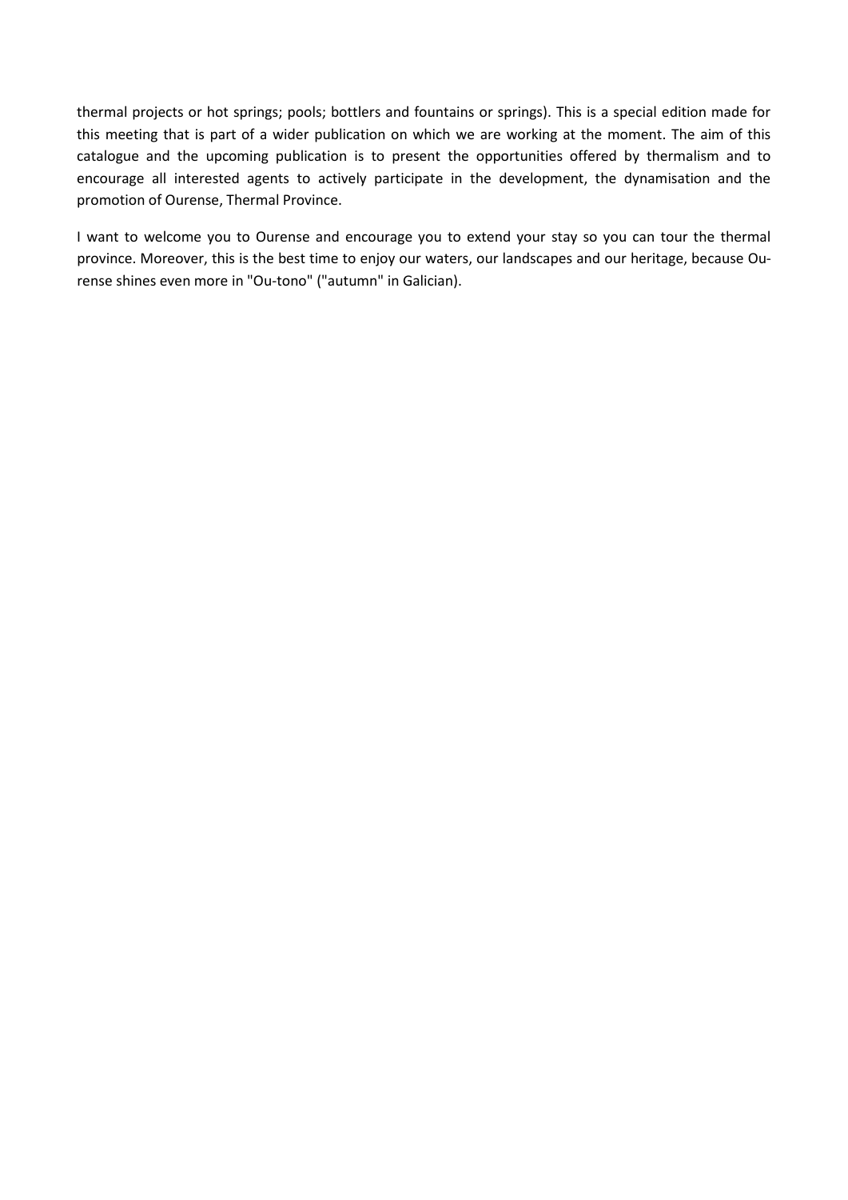thermal projects or hot springs; pools; bottlers and fountains or springs). This is a special edition made for this meeting that is part of a wider publication on which we are working at the moment. The aim of this catalogue and the upcoming publication is to present the opportunities offered by thermalism and to encourage all interested agents to actively participate in the development, the dynamisation and the promotion of Ourense, Thermal Province.

I want to welcome you to Ourense and encourage you to extend your stay so you can tour the thermal province. Moreover, this is the best time to enjoy our waters, our landscapes and our heritage, because Ourense shines even more in "Ou-tono" ("autumn" in Galician).